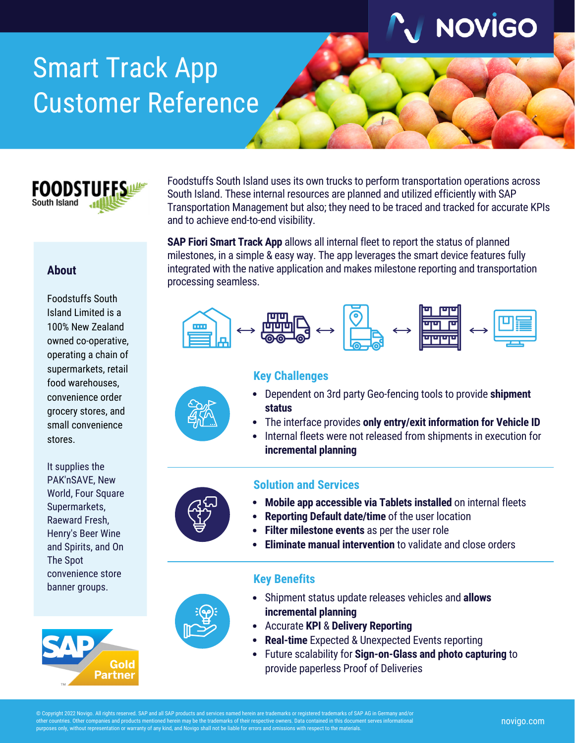# Smart Track App Customer Reference

Foodstuffs South Island uses its own trucks to perform transportation operations across South Island. These internal resources are planned and utilized efficiently with SAP Transportation Management but also; they need to be traced and tracked for accurate KPIs and to achieve end-to-end visibility.

**SAP Fiori Smart Track App** allows all internal fleet to report the status of planned milestones, in a simple & easy way. The app leverages the smart device features fully integrated with the native application and makes milestone reporting and transportation processing seamless.

## About

Foodstuffs South Island Limited is a 100% New Zealand owned co-operative, operating a chain of supermarkets, retail food warehouses, convenience order grocery stores, and small convenience stores.

It supplies the PAK'nSAVE, New World, Four Square Supermarkets, Raeward Fresh, Henry's Beer Wine and Spirits, and On The Spot convenience store banner groups.

## Key Challenges

- Dependent on 3rd party Geo-fencing tools to provide **shipment status**
- The interface provides **only entry/exit information for Vehicle ID**
- Internal fleets were not released from shipments in execution for **incremental planning**

## Solution and Services

- **Mobile app accessible via Tablets installed** on internal fleets
- **Reporting Default date/time** of the user location
- **Filter milestone events** as per the user role
- **Eliminate manual intervention** to validate and close orders

## Key Benefits

- Shipment status update releases vehicles and **allows incremental planning**
- Accurate **KPI** & **Delivery Reporting**
- **Real-time** Expected & Unexpected Events reporting
- Future scalability for **Sign-on-Glass and photo capturing** to provide paperless Proof of Deliveries

© Copyright 2022 Novigo. All rights reserved. SAP and all SAP products and services named herein are trademarks or registered trademarks of SAP AG in Germany and/or other countries. Other companies and products mentioned herein may be the trademarks of their respective owners. Data contained in this document serves informational purposes only, without representation or warranty of any kind, and Novigo shall not be liable for errors and omissions with respect to the materials.

novigo.com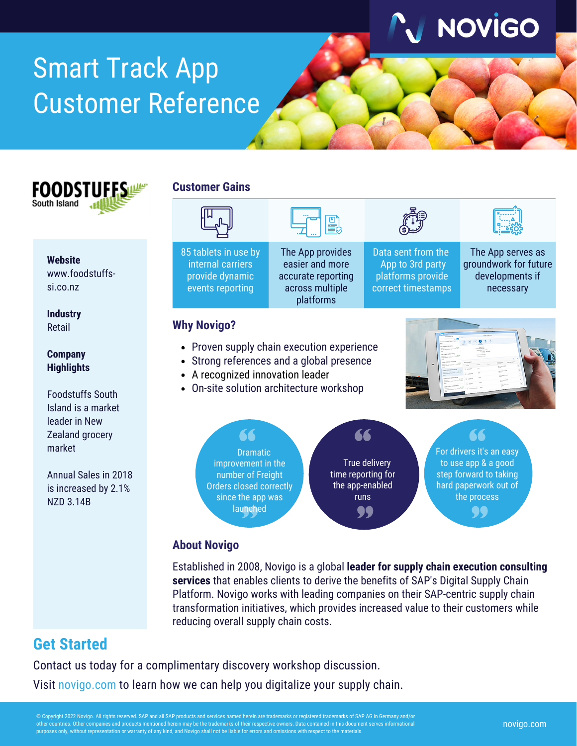# Smart Track App Customer Reference

NOVIGO

FOODSTUFFS South Island

**Website**
www.foodstuffs-si.co.nz

**Industry**
Retail

**Company Highlights**

Foodstuffs South Island is a market leader in New Zealand grocery market

Annual Sales in 2018 is increased by 2.1% NZD 3.14B

## Customer Gains

| | | | |
|---|---|---|---|
| 85 tablets in use by internal carriers provide dynamic events reporting | The App provides easier and more accurate reporting across multiple platforms | Data sent from the App to 3rd party platforms provide correct timestamps | The App serves as groundwork for future developments if necessary |

## Why Novigo?

- Proven supply chain execution experience
- Strong references and a global presence
- A recognized innovation leader
- On-site solution architecture workshop

"Dramatic improvement in the number of Freight Orders closed correctly since the app was launched"

"True delivery time reporting for the app-enabled runs"

"For drivers it's an easy to use app & a good step forward to taking hard paperwork out of the process"

## About Novigo

Established in 2008, Novigo is a global **leader for supply chain execution consulting services** that enables clients to derive the benefits of SAP's Digital Supply Chain Platform. Novigo works with leading companies on their SAP-centric supply chain transformation initiatives, which provides increased value to their customers while reducing overall supply chain costs.

## Get Started

Contact us today for a complimentary discovery workshop discussion.

Visit novigo.com to learn how we can help you digitalize your supply chain.

© Copyright 2022 Novigo. All rights reserved. SAP and all SAP products and services named herein are trademarks or registered trademarks of SAP AG in Germany and/or other countries. Other companies and products mentioned herein may be the trademarks of their respective owners. Data contained in this document serves informational purposes only, without representation or warranty of any kind, and Novigo shall not be liable for errors and omissions with respect to the materials.

novigo.com